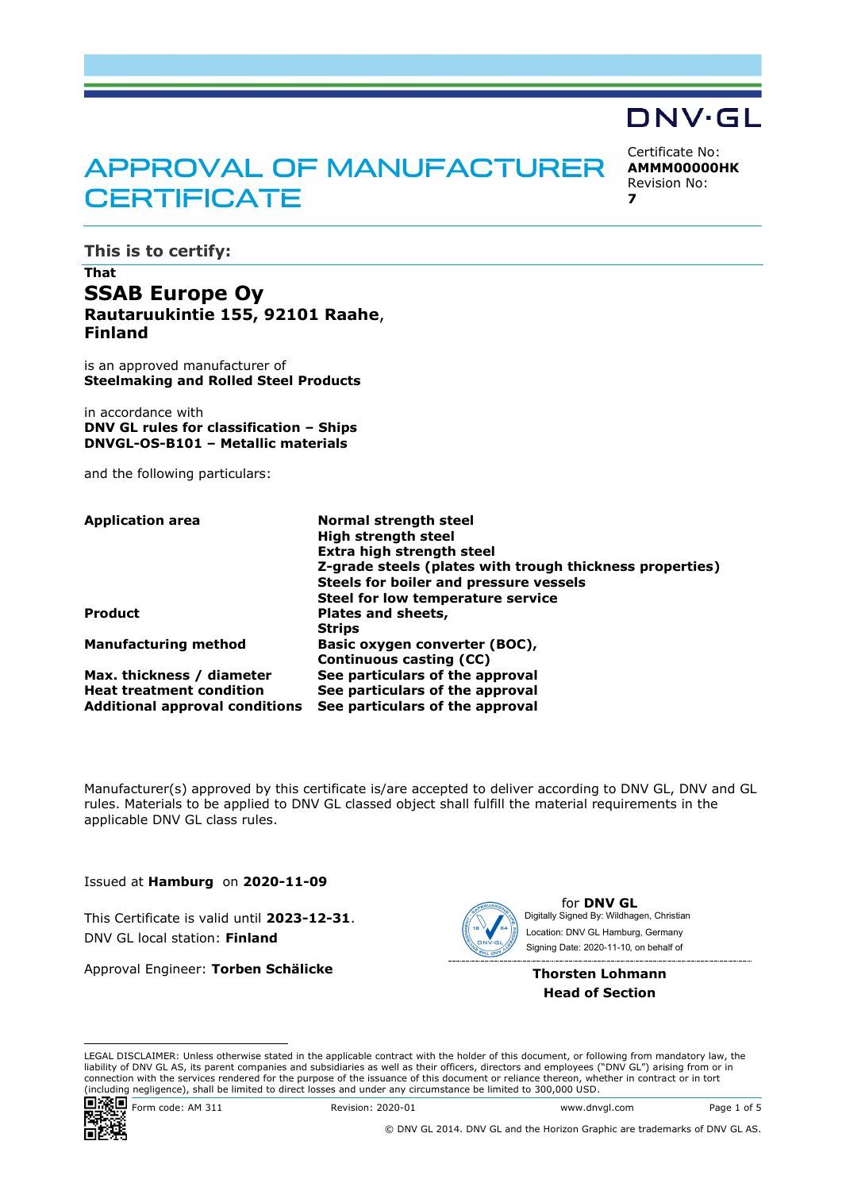DNV·GL

# APPROVAL OF MANUFACTURER CERTIFICATE

Certificate No:
**AMMM00000HK**
Revision No:
**7**

## This is to certify:

**That**

**SSAB Europe Oy**
**Rautaruukintie 155, 92101 Raahe, Finland**

is an approved manufacturer of
**Steelmaking and Rolled Steel Products**

in accordance with
**DNV GL rules for classification – Ships**
**DNVGL-OS-B101 – Metallic materials**

and the following particulars:

| | |
|---|---|
| **Application area** | **Normal strength steel**<br>**High strength steel**<br>**Extra high strength steel**<br>**Z-grade steels (plates with trough thickness properties)**<br>**Steels for boiler and pressure vessels**<br>**Steel for low temperature service** |
| **Product** | **Plates and sheets,**<br>**Strips** |
| **Manufacturing method** | **Basic oxygen converter (BOC),**<br>**Continuous casting (CC)** |
| **Max. thickness / diameter** | **See particulars of the approval** |
| **Heat treatment condition** | **See particulars of the approval** |
| **Additional approval conditions** | **See particulars of the approval** |

Manufacturer(s) approved by this certificate is/are accepted to deliver according to DNV GL, DNV and GL rules. Materials to be applied to DNV GL classed object shall fulfill the material requirements in the applicable DNV GL class rules.

Issued at **Hamburg** on **2020-11-09**

This Certificate is valid until **2023-12-31**.
DNV GL local station: **Finland**

Approval Engineer: **Torben Schälicke**

for **DNV GL**
Digitally Signed By: Wildhagen, Christian
Location: DNV GL Hamburg, Germany
Signing Date: 2020-11-10, on behalf of

**Thorsten Lohmann**
**Head of Section**

LEGAL DISCLAIMER: Unless otherwise stated in the applicable contract with the holder of this document, or following from mandatory law, the liability of DNV GL AS, its parent companies and subsidiaries as well as their officers, directors and employees ("DNV GL") arising from or in connection with the services rendered for the purpose of the issuance of this document or reliance thereon, whether in contract or in tort (including negligence), shall be limited to direct losses and under any circumstance be limited to 300,000 USD.

Form code: AM 311 Revision: 2020-01 www.dnvgl.com

© DNV GL 2014. DNV GL and the Horizon Graphic are trademarks of DNV GL AS.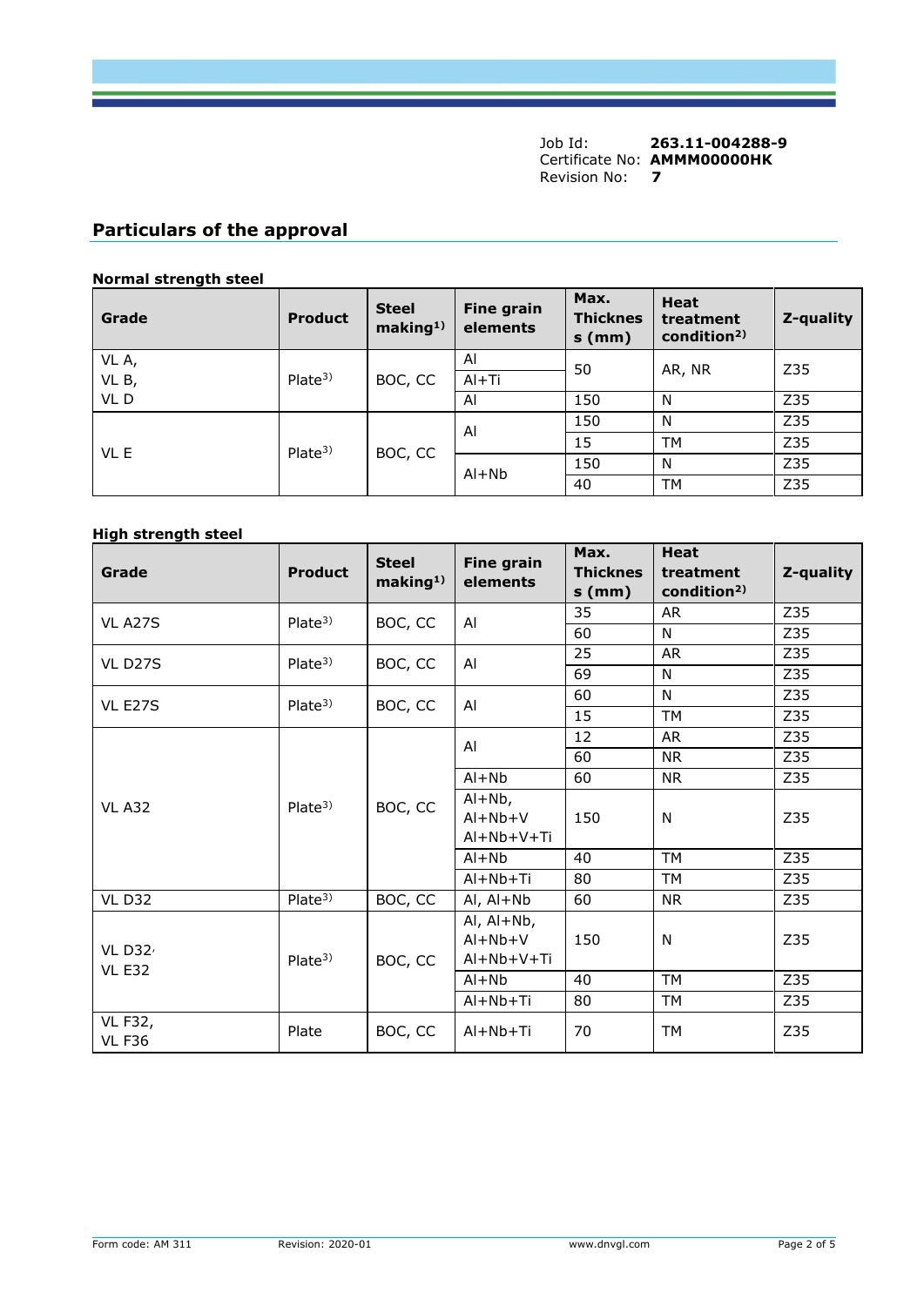Job Id: **263.11-004288-9**
Certificate No: **AMMM00000HK**
Revision No: **7**

## Particulars of the approval

### Normal strength steel

| Grade | Product | Steel making[1)] | Fine grain elements | Max. Thickness (mm) | Heat treatment condition[2)] | Z-quality |
|---|---|---|---|---|---|---|
| VL A, VL B, VL D | Plate[3)] | BOC, CC | Al | 50 | AR, NR | Z35 |
| | | | Al+Ti | | | |
| | | | Al | 150 | N | Z35 |
| VL E | Plate[3)] | BOC, CC | Al | 150 | N | Z35 |
| | | | | 15 | TM | Z35 |
| | | | Al+Nb | 150 | N | Z35 |
| | | | | 40 | TM | Z35 |

### High strength steel

| Grade | Product | Steel making[1)] | Fine grain elements | Max. Thickness (mm) | Heat treatment condition[2)] | Z-quality |
|---|---|---|---|---|---|---|
| VL A27S | Plate[3)] | BOC, CC | Al | 35 | AR | Z35 |
| | | | | 60 | N | Z35 |
| VL D27S | Plate[3)] | BOC, CC | Al | 25 | AR | Z35 |
| | | | | 69 | N | Z35 |
| VL E27S | Plate[3)] | BOC, CC | Al | 60 | N | Z35 |
| | | | | 15 | TM | Z35 |
| VL A32 | Plate[3)] | BOC, CC | Al | 12 | AR | Z35 |
| | | | | 60 | NR | Z35 |
| | | | Al+Nb | 60 | NR | Z35 |
| | | | Al+Nb, Al+Nb+V Al+Nb+V+Ti | 150 | N | Z35 |
| | | | Al+Nb | 40 | TM | Z35 |
| | | | Al+Nb+Ti | 80 | TM | Z35 |
| VL D32 | Plate[3)] | BOC, CC | Al, Al+Nb | 60 | NR | Z35 |
| VL D32, VL E32 | Plate[3)] | BOC, CC | Al, Al+Nb, Al+Nb+V Al+Nb+V+Ti | 150 | N | Z35 |
| | | | Al+Nb | 40 | TM | Z35 |
| | | | Al+Nb+Ti | 80 | TM | Z35 |
| VL F32, VL F36 | Plate | BOC, CC | Al+Nb+Ti | 70 | TM | Z35 |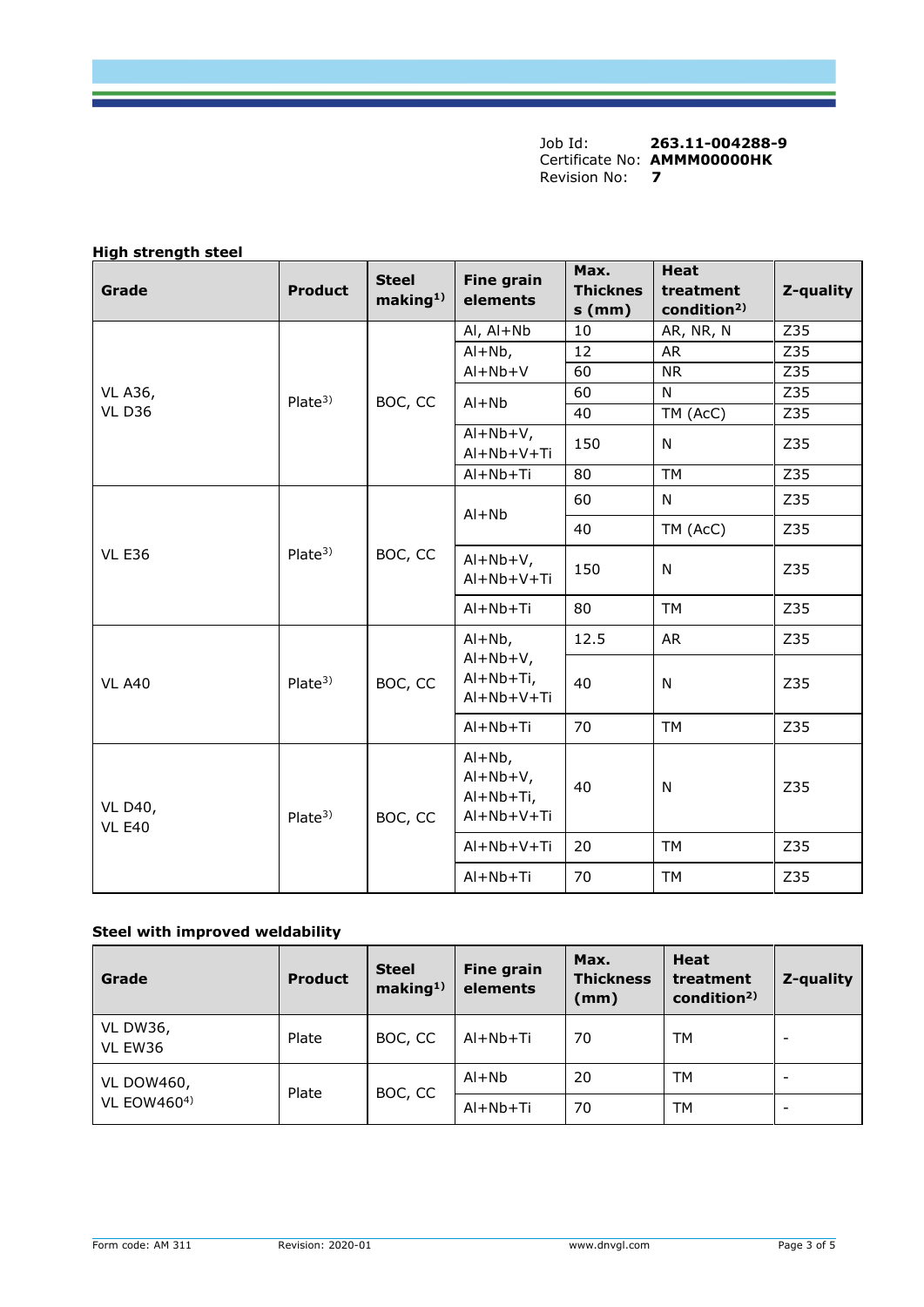Job Id: **263.11-004288-9**
Certificate No: **AMMM00000HK**
Revision No: **7**

**High strength steel**

| Grade | Product | Steel making[1)] | Fine grain elements | Max. Thickness (mm) | Heat treatment condition[2)] | Z-quality |
|---|---|---|---|---|---|---|
| VL A36, VL D36 | Plate[3)] | BOC, CC | Al, Al+Nb | 10 | AR, NR, N | Z35 |
| | | | Al+Nb, Al+Nb+V | 12 | AR | Z35 |
| | | | | 60 | NR | Z35 |
| | | | Al+Nb | 60 | N | Z35 |
| | | | | 40 | TM (AcC) | Z35 |
| | | | Al+Nb+V, Al+Nb+V+Ti | 150 | N | Z35 |
| | | | Al+Nb+Ti | 80 | TM | Z35 |
| VL E36 | Plate[3)] | BOC, CC | Al+Nb | 60 | N | Z35 |
| | | | | 40 | TM (AcC) | Z35 |
| | | | Al+Nb+V, Al+Nb+V+Ti | 150 | N | Z35 |
| | | | Al+Nb+Ti | 80 | TM | Z35 |
| VL A40 | Plate[3)] | BOC, CC | Al+Nb, Al+Nb+V, Al+Nb+Ti, Al+Nb+V+Ti | 12.5 | AR | Z35 |
| | | | | 40 | N | Z35 |
| | | | Al+Nb+Ti | 70 | TM | Z35 |
| VL D40, VL E40 | Plate[3)] | BOC, CC | Al+Nb, Al+Nb+V, Al+Nb+Ti, Al+Nb+V+Ti | 40 | N | Z35 |
| | | | Al+Nb+V+Ti | 20 | TM | Z35 |
| | | | Al+Nb+Ti | 70 | TM | Z35 |

**Steel with improved weldability**

| Grade | Product | Steel making[1)] | Fine grain elements | Max. Thickness (mm) | Heat treatment condition[2)] | Z-quality |
|---|---|---|---|---|---|---|
| VL DW36, VL EW36 | Plate | BOC, CC | Al+Nb+Ti | 70 | TM | - |
| VL DOW460, VL EOW460[4)] | Plate | BOC, CC | Al+Nb | 20 | TM | - |
| | | | Al+Nb+Ti | 70 | TM | - |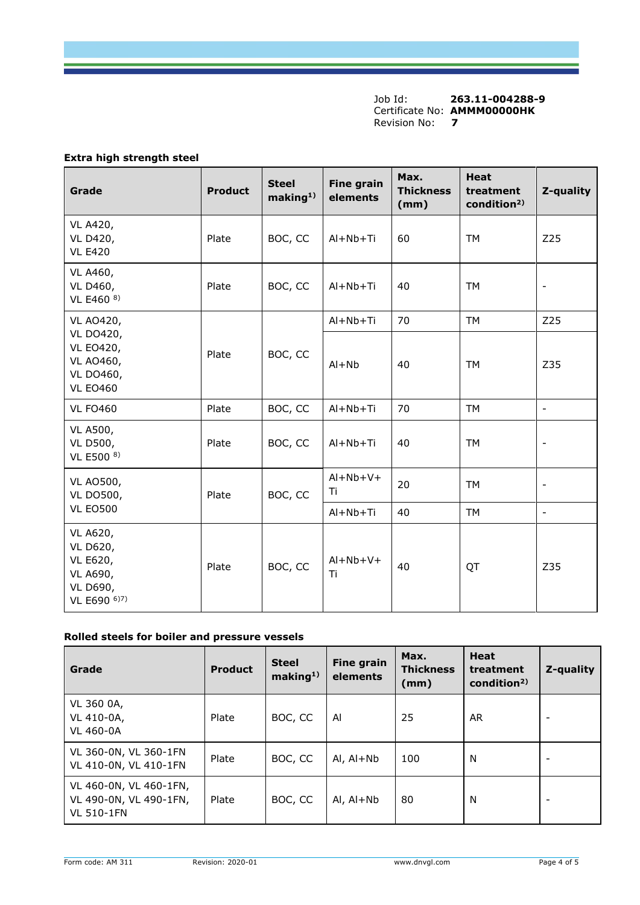Job Id: **263.11-004288-9**
Certificate No: **AMMM00000HK**
Revision No: **7**

**Extra high strength steel**

| Grade | Product | Steel making[1)] | Fine grain elements | Max. Thickness (mm) | Heat treatment condition[2)] | Z-quality |
|---|---|---|---|---|---|---|
| VL A420, VL D420, VL E420 | Plate | BOC, CC | Al+Nb+Ti | 60 | TM | Z25 |
| VL A460, VL D460, VL E460 [8)] | Plate | BOC, CC | Al+Nb+Ti | 40 | TM | - |
| VL AO420, VL DO420, VL EO420, VL AO460, VL DO460, VL EO460 | Plate | BOC, CC | Al+Nb+Ti | 70 | TM | Z25 |
| | | | Al+Nb | 40 | TM | Z35 |
| VL FO460 | Plate | BOC, CC | Al+Nb+Ti | 70 | TM | - |
| VL A500, VL D500, VL E500 [8)] | Plate | BOC, CC | Al+Nb+Ti | 40 | TM | - |
| VL AO500, VL DO500, VL EO500 | Plate | BOC, CC | Al+Nb+V+Ti | 20 | TM | - |
| | | | Al+Nb+Ti | 40 | TM | - |
| VL A620, VL D620, VL E620, VL A690, VL D690, VL E690 [6)7)] | Plate | BOC, CC | Al+Nb+V+Ti | 40 | QT | Z35 |

**Rolled steels for boiler and pressure vessels**

| Grade | Product | Steel making[1)] | Fine grain elements | Max. Thickness (mm) | Heat treatment condition[2)] | Z-quality |
|---|---|---|---|---|---|---|
| VL 360 0A, VL 410-0A, VL 460-0A | Plate | BOC, CC | Al | 25 | AR | - |
| VL 360-0N, VL 360-1FN VL 410-0N, VL 410-1FN | Plate | BOC, CC | Al, Al+Nb | 100 | N | - |
| VL 460-0N, VL 460-1FN, VL 490-0N, VL 490-1FN, VL 510-1FN | Plate | BOC, CC | Al, Al+Nb | 80 | N | - |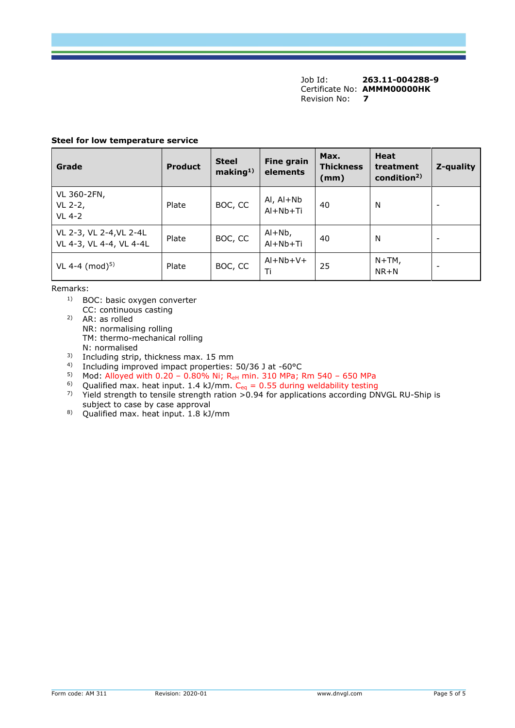Job Id: **263.11-004288-9**
Certificate No: **AMMM00000HK**
Revision No: **7**

**Steel for low temperature service**

| Grade | Product | Steel making[1] | Fine grain elements | Max. Thickness (mm) | Heat treatment condition[2] | Z-quality |
|---|---|---|---|---|---|---|
| VL 360-2FN, VL 2-2, VL 4-2 | Plate | BOC, CC | Al, Al+Nb Al+Nb+Ti | 40 | N | - |
| VL 2-3, VL 2-4,VL 2-4L VL 4-3, VL 4-4, VL 4-4L | Plate | BOC, CC | Al+Nb, Al+Nb+Ti | 40 | N | - |
| VL 4-4 (mod)[5] | Plate | BOC, CC | Al+Nb+V+ Ti | 25 | N+TM, NR+N | - |

Remarks:

1) BOC: basic oxygen converter
   CC: continuous casting
2) AR: as rolled
   NR: normalising rolling
   TM: thermo-mechanical rolling
   N: normalised
3) Including strip, thickness max. 15 mm
4) Including improved impact properties: 50/36 J at -60°C
5) Mod: Alloyed with 0.20 – 0.80% Ni; $R_{eH}$ min. 310 MPa; Rm 540 – 650 MPa
6) Qualified max. heat input. 1.4 kJ/mm. $C_{eq}$ = 0.55 during weldability testing
7) Yield strength to tensile strength ration >0.94 for applications according DNVGL RU-Ship is subject to case by case approval
8) Qualified max. heat input. 1.8 kJ/mm